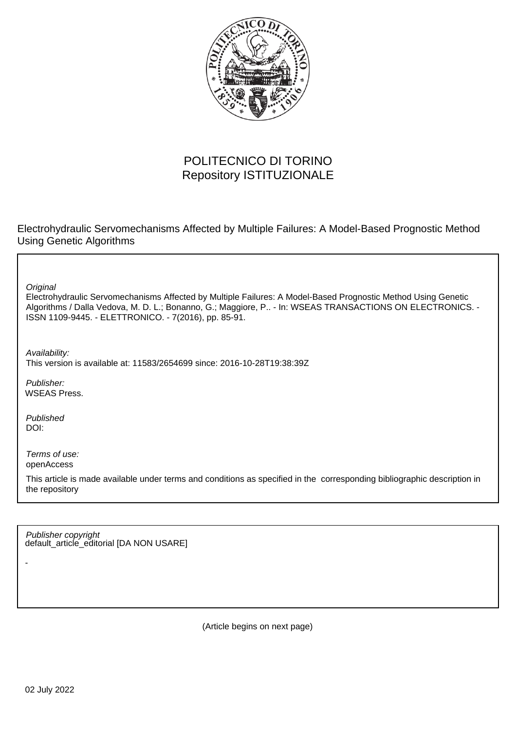POLITECNICO DI TORINO
Repository ISTITUZIONALE

Electrohydraulic Servomechanisms Affected by Multiple Failures: A Model-Based Prognostic Method Using Genetic Algorithms

*Original*
Electrohydraulic Servomechanisms Affected by Multiple Failures: A Model-Based Prognostic Method Using Genetic Algorithms / Dalla Vedova, M. D. L.; Bonanno, G.; Maggiore, P.. - In: WSEAS TRANSACTIONS ON ELECTRONICS. - ISSN 1109-9445. - ELETTRONICO. - 7(2016), pp. 85-91.

*Availability:*
This version is available at: 11583/2654699 since: 2016-10-28T19:38:39Z

*Publisher:*
WSEAS Press.

*Published*
DOI:

*Terms of use:*
openAccess

This article is made available under terms and conditions as specified in the corresponding bibliographic description in the repository

*Publisher copyright*
default_article_editorial [DA NON USARE]

-

(Article begins on next page)

02 July 2022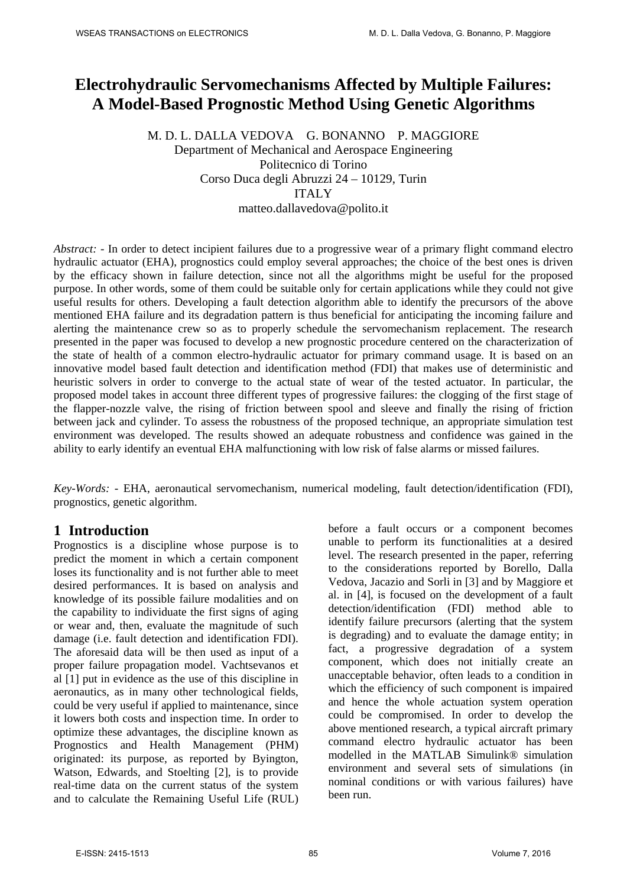# Electrohydraulic Servomechanisms Affected by Multiple Failures: A Model-Based Prognostic Method Using Genetic Algorithms

M. D. L. DALLA VEDOVA G. BONANNO P. MAGGIORE
Department of Mechanical and Aerospace Engineering
Politecnico di Torino
Corso Duca degli Abruzzi 24 – 10129, Turin
ITALY
matteo.dallavedova@polito.it

*Abstract:* - In order to detect incipient failures due to a progressive wear of a primary flight command electro hydraulic actuator (EHA), prognostics could employ several approaches; the choice of the best ones is driven by the efficacy shown in failure detection, since not all the algorithms might be useful for the proposed purpose. In other words, some of them could be suitable only for certain applications while they could not give useful results for others. Developing a fault detection algorithm able to identify the precursors of the above mentioned EHA failure and its degradation pattern is thus beneficial for anticipating the incoming failure and alerting the maintenance crew so as to properly schedule the servomechanism replacement. The research presented in the paper was focused to develop a new prognostic procedure centered on the characterization of the state of health of a common electro-hydraulic actuator for primary command usage. It is based on an innovative model based fault detection and identification method (FDI) that makes use of deterministic and heuristic solvers in order to converge to the actual state of wear of the tested actuator. In particular, the proposed model takes in account three different types of progressive failures: the clogging of the first stage of the flapper-nozzle valve, the rising of friction between spool and sleeve and finally the rising of friction between jack and cylinder. To assess the robustness of the proposed technique, an appropriate simulation test environment was developed. The results showed an adequate robustness and confidence was gained in the ability to early identify an eventual EHA malfunctioning with low risk of false alarms or missed failures.

*Key-Words:* - EHA, aeronautical servomechanism, numerical modeling, fault detection/identification (FDI), prognostics, genetic algorithm.

## 1 Introduction

Prognostics is a discipline whose purpose is to predict the moment in which a certain component loses its functionality and is not further able to meet desired performances. It is based on analysis and knowledge of its possible failure modalities and on the capability to individuate the first signs of aging or wear and, then, evaluate the magnitude of such damage (i.e. fault detection and identification FDI). The aforesaid data will be then used as input of a proper failure propagation model. Vachtsevanos et al [1] put in evidence as the use of this discipline in aeronautics, as in many other technological fields, could be very useful if applied to maintenance, since it lowers both costs and inspection time. In order to optimize these advantages, the discipline known as Prognostics and Health Management (PHM) originated: its purpose, as reported by Byington, Watson, Edwards, and Stoelting [2], is to provide real-time data on the current status of the system and to calculate the Remaining Useful Life (RUL) before a fault occurs or a component becomes unable to perform its functionalities at a desired level. The research presented in the paper, referring to the considerations reported by Borello, Dalla Vedova, Jacazio and Sorli in [3] and by Maggiore et al. in [4], is focused on the development of a fault detection/identification (FDI) method able to identify failure precursors (alerting that the system is degrading) and to evaluate the damage entity; in fact, a progressive degradation of a system component, which does not initially create an unacceptable behavior, often leads to a condition in which the efficiency of such component is impaired and hence the whole actuation system operation could be compromised. In order to develop the above mentioned research, a typical aircraft primary command electro hydraulic actuator has been modelled in the MATLAB Simulink® simulation environment and several sets of simulations (in nominal conditions or with various failures) have been run.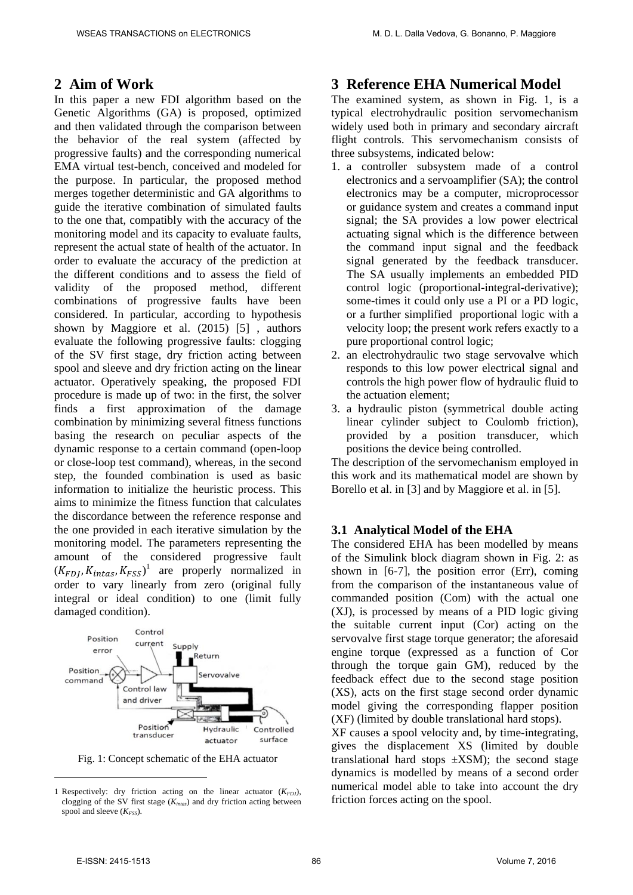## 2 Aim of Work

In this paper a new FDI algorithm based on the Genetic Algorithms (GA) is proposed, optimized and then validated through the comparison between the behavior of the real system (affected by progressive faults) and the corresponding numerical EMA virtual test-bench, conceived and modeled for the purpose. In particular, the proposed method merges together deterministic and GA algorithms to guide the iterative combination of simulated faults to the one that, compatibly with the accuracy of the monitoring model and its capacity to evaluate faults, represent the actual state of health of the actuator. In order to evaluate the accuracy of the prediction at the different conditions and to assess the field of validity of the proposed method, different combinations of progressive faults have been considered. In particular, according to hypothesis shown by Maggiore et al. (2015) [5] , authors evaluate the following progressive faults: clogging of the SV first stage, dry friction acting between spool and sleeve and dry friction acting on the linear actuator. Operatively speaking, the proposed FDI procedure is made up of two: in the first, the solver finds a first approximation of the damage combination by minimizing several fitness functions basing the research on peculiar aspects of the dynamic response to a certain command (open-loop or close-loop test command), whereas, in the second step, the founded combination is used as basic information to initialize the heuristic process. This aims to minimize the fitness function that calculates the discordance between the reference response and the one provided in each iterative simulation by the monitoring model. The parameters representing the amount of the considered progressive fault ($K_{FDJ}, K_{intas}, K_{FSS}$)[1] are properly normalized in order to vary linearly from zero (original fully integral or ideal condition) to one (limit fully damaged condition).

Fig. 1: Concept schematic of the EHA actuator

[1] Respectively: dry friction acting on the linear actuator ($K_{FDJ}$), clogging of the SV first stage ($K_{intas}$) and dry friction acting between spool and sleeve ($K_{FSS}$).

## 3 Reference EHA Numerical Model

The examined system, as shown in Fig. 1, is a typical electrohydraulic position servomechanism widely used both in primary and secondary aircraft flight controls. This servomechanism consists of three subsystems, indicated below:

1. a controller subsystem made of a control electronics and a servoamplifier (SA); the control electronics may be a computer, microprocessor or guidance system and creates a command input signal; the SA provides a low power electrical actuating signal which is the difference between the command input signal and the feedback signal generated by the feedback transducer. The SA usually implements an embedded PID control logic (proportional-integral-derivative); some-times it could only use a PI or a PD logic, or a further simplified proportional logic with a velocity loop; the present work refers exactly to a pure proportional control logic;
2. an electrohydraulic two stage servovalve which responds to this low power electrical signal and controls the high power flow of hydraulic fluid to the actuation element;
3. a hydraulic piston (symmetrical double acting linear cylinder subject to Coulomb friction), provided by a position transducer, which positions the device being controlled.

The description of the servomechanism employed in this work and its mathematical model are shown by Borello et al. in [3] and by Maggiore et al. in [5].

### 3.1 Analytical Model of the EHA

The considered EHA has been modelled by means of the Simulink block diagram shown in Fig. 2: as shown in [6-7], the position error (Err), coming from the comparison of the instantaneous value of commanded position (Com) with the actual one (XJ), is processed by means of a PID logic giving the suitable current input (Cor) acting on the servovalve first stage torque generator; the aforesaid engine torque (expressed as a function of Cor through the torque gain GM), reduced by the feedback effect due to the second stage position (XS), acts on the first stage second order dynamic model giving the corresponding flapper position (XF) (limited by double translational hard stops).

XF causes a spool velocity and, by time-integrating, gives the displacement XS (limited by double translational hard stops ±XSM); the second stage dynamics is modelled by means of a second order numerical model able to take into account the dry friction forces acting on the spool.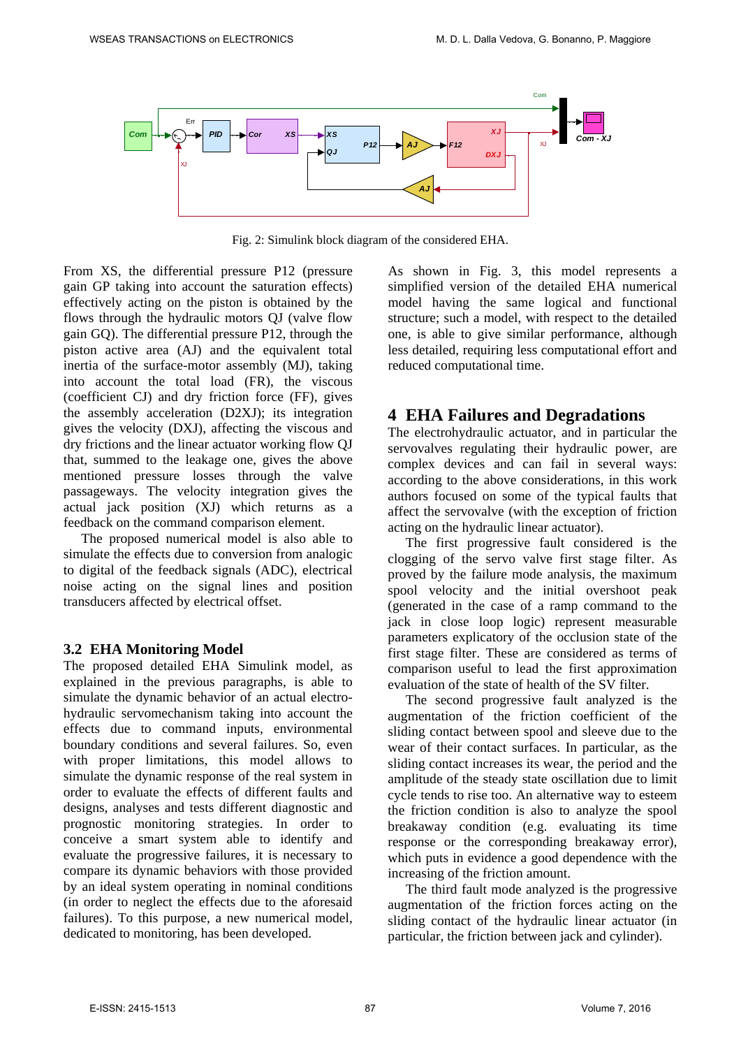Fig. 2: Simulink block diagram of the considered EHA.

From XS, the differential pressure P12 (pressure gain GP taking into account the saturation effects) effectively acting on the piston is obtained by the flows through the hydraulic motors QJ (valve flow gain GQ). The differential pressure P12, through the piston active area (AJ) and the equivalent total inertia of the surface-motor assembly (MJ), taking into account the total load (FR), the viscous (coefficient CJ) and dry friction force (FF), gives the assembly acceleration (D2XJ); its integration gives the velocity (DXJ), affecting the viscous and dry frictions and the linear actuator working flow QJ that, summed to the leakage one, gives the above mentioned pressure losses through the valve passageways. The velocity integration gives the actual jack position (XJ) which returns as a feedback on the command comparison element.

The proposed numerical model is also able to simulate the effects due to conversion from analogic to digital of the feedback signals (ADC), electrical noise acting on the signal lines and position transducers affected by electrical offset.

### 3.2 EHA Monitoring Model

The proposed detailed EHA Simulink model, as explained in the previous paragraphs, is able to simulate the dynamic behavior of an actual electro-hydraulic servomechanism taking into account the effects due to command inputs, environmental boundary conditions and several failures. So, even with proper limitations, this model allows to simulate the dynamic response of the real system in order to evaluate the effects of different faults and designs, analyses and tests different diagnostic and prognostic monitoring strategies. In order to conceive a smart system able to identify and evaluate the progressive failures, it is necessary to compare its dynamic behaviors with those provided by an ideal system operating in nominal conditions (in order to neglect the effects due to the aforesaid failures). To this purpose, a new numerical model, dedicated to monitoring, has been developed.

As shown in Fig. 3, this model represents a simplified version of the detailed EHA numerical model having the same logical and functional structure; such a model, with respect to the detailed one, is able to give similar performance, although less detailed, requiring less computational effort and reduced computational time.

## 4 EHA Failures and Degradations

The electrohydraulic actuator, and in particular the servovalves regulating their hydraulic power, are complex devices and can fail in several ways: according to the above considerations, in this work authors focused on some of the typical faults that affect the servovalve (with the exception of friction acting on the hydraulic linear actuator).

The first progressive fault considered is the clogging of the servo valve first stage filter. As proved by the failure mode analysis, the maximum spool velocity and the initial overshoot peak (generated in the case of a ramp command to the jack in close loop logic) represent measurable parameters explicatory of the occlusion state of the first stage filter. These are considered as terms of comparison useful to lead the first approximation evaluation of the state of health of the SV filter.

The second progressive fault analyzed is the augmentation of the friction coefficient of the sliding contact between spool and sleeve due to the wear of their contact surfaces. In particular, as the sliding contact increases its wear, the period and the amplitude of the steady state oscillation due to limit cycle tends to rise too. An alternative way to esteem the friction condition is also to analyze the spool breakaway condition (e.g. evaluating its time response or the corresponding breakaway error), which puts in evidence a good dependence with the increasing of the friction amount.

The third fault mode analyzed is the progressive augmentation of the friction forces acting on the sliding contact of the hydraulic linear actuator (in particular, the friction between jack and cylinder).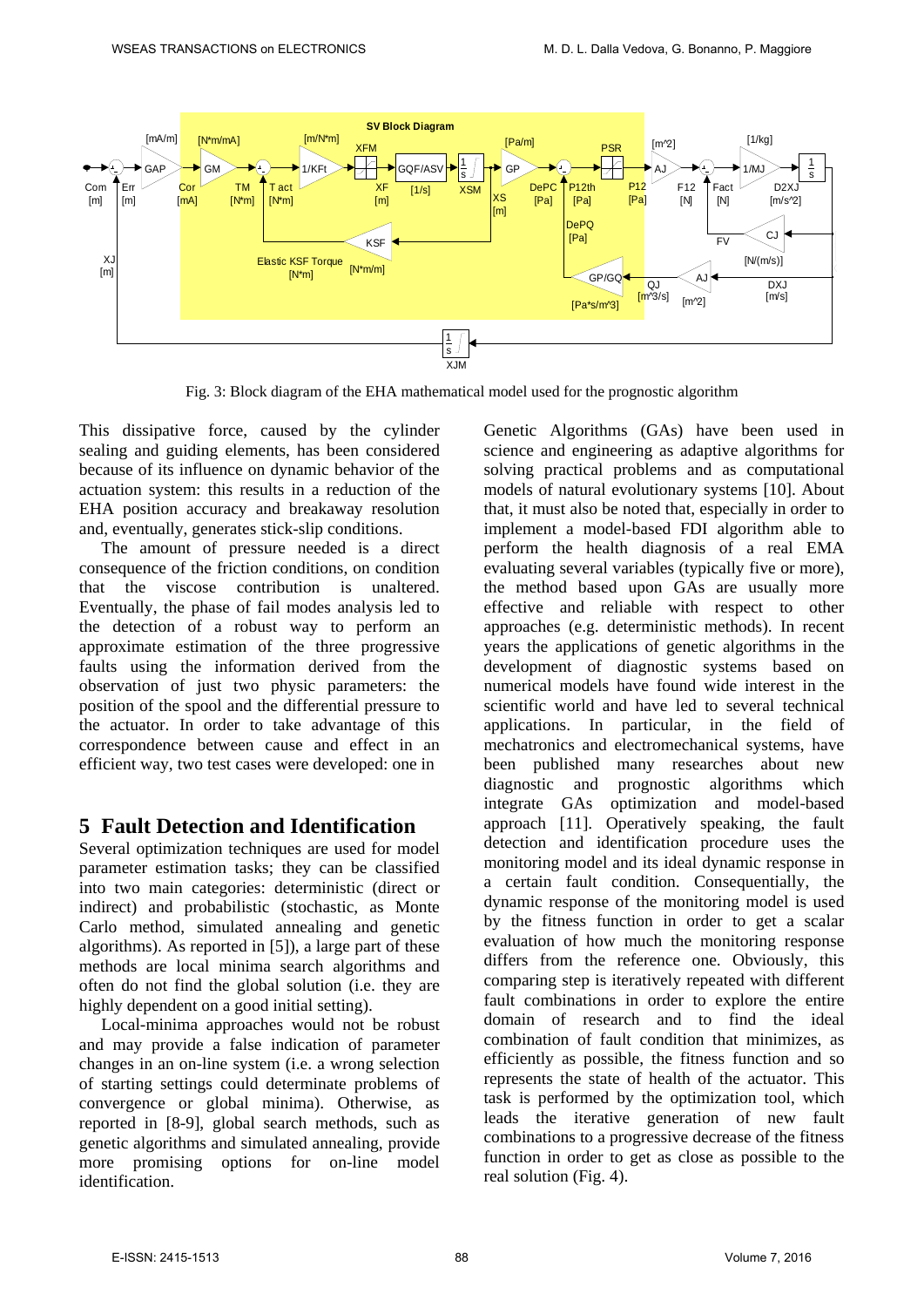Fig. 3: Block diagram of the EHA mathematical model used for the prognostic algorithm

This dissipative force, caused by the cylinder sealing and guiding elements, has been considered because of its influence on dynamic behavior of the actuation system: this results in a reduction of the EHA position accuracy and breakaway resolution and, eventually, generates stick-slip conditions.

The amount of pressure needed is a direct consequence of the friction conditions, on condition that the viscose contribution is unaltered. Eventually, the phase of fail modes analysis led to the detection of a robust way to perform an approximate estimation of the three progressive faults using the information derived from the observation of just two physic parameters: the position of the spool and the differential pressure to the actuator. In order to take advantage of this correspondence between cause and effect in an efficient way, two test cases were developed: one in

## 5 Fault Detection and Identification

Several optimization techniques are used for model parameter estimation tasks; they can be classified into two main categories: deterministic (direct or indirect) and probabilistic (stochastic, as Monte Carlo method, simulated annealing and genetic algorithms). As reported in [5]), a large part of these methods are local minima search algorithms and often do not find the global solution (i.e. they are highly dependent on a good initial setting).

Local-minima approaches would not be robust and may provide a false indication of parameter changes in an on-line system (i.e. a wrong selection of starting settings could determinate problems of convergence or global minima). Otherwise, as reported in [8-9], global search methods, such as genetic algorithms and simulated annealing, provide more promising options for on-line model identification.

Genetic Algorithms (GAs) have been used in science and engineering as adaptive algorithms for solving practical problems and as computational models of natural evolutionary systems [10]. About that, it must also be noted that, especially in order to implement a model-based FDI algorithm able to perform the health diagnosis of a real EMA evaluating several variables (typically five or more), the method based upon GAs are usually more effective and reliable with respect to other approaches (e.g. deterministic methods). In recent years the applications of genetic algorithms in the development of diagnostic systems based on numerical models have found wide interest in the scientific world and have led to several technical applications. In particular, in the field of mechatronics and electromechanical systems, have been published many researches about new diagnostic and prognostic algorithms which integrate GAs optimization and model-based approach [11]. Operatively speaking, the fault detection and identification procedure uses the monitoring model and its ideal dynamic response in a certain fault condition. Consequentially, the dynamic response of the monitoring model is used by the fitness function in order to get a scalar evaluation of how much the monitoring response differs from the reference one. Obviously, this comparing step is iteratively repeated with different fault combinations in order to explore the entire domain of research and to find the ideal combination of fault condition that minimizes, as efficiently as possible, the fitness function and so represents the state of health of the actuator. This task is performed by the optimization tool, which leads the iterative generation of new fault combinations to a progressive decrease of the fitness function in order to get as close as possible to the real solution (Fig. 4).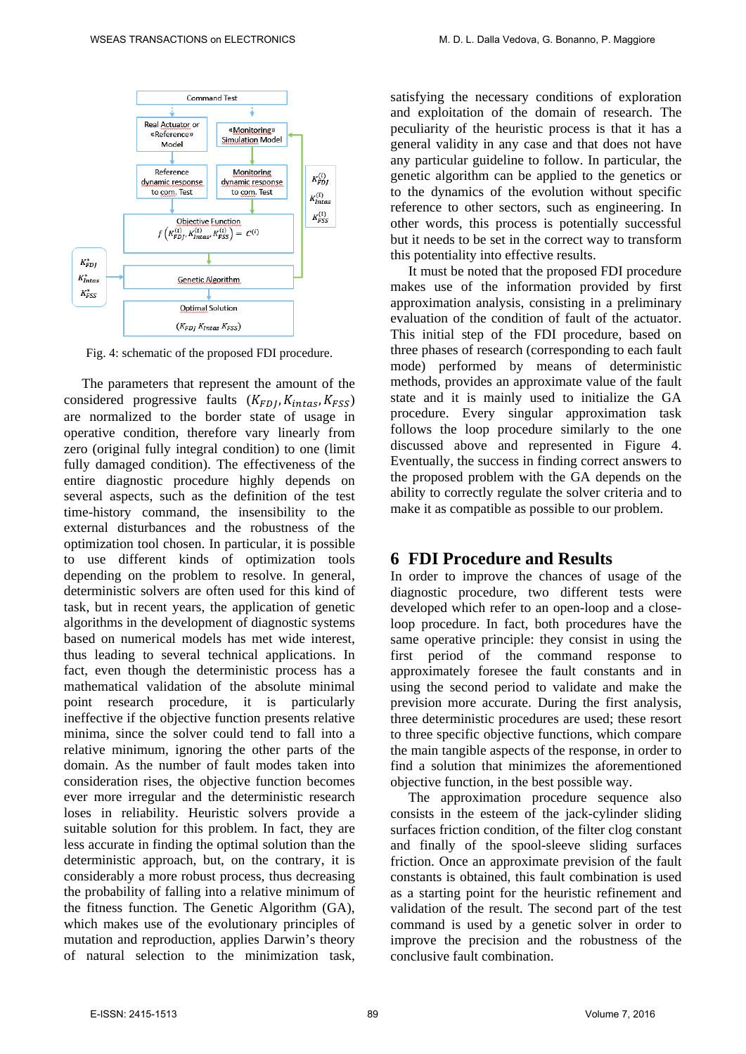Fig. 4: schematic of the proposed FDI procedure.

The parameters that represent the amount of the considered progressive faults ($K_{FDJ}, K_{intas}, K_{FSS}$) are normalized to the border state of usage in operative condition, therefore vary linearly from zero (original fully integral condition) to one (limit fully damaged condition). The effectiveness of the entire diagnostic procedure highly depends on several aspects, such as the definition of the test time-history command, the insensibility to the external disturbances and the robustness of the optimization tool chosen. In particular, it is possible to use different kinds of optimization tools depending on the problem to resolve. In general, deterministic solvers are often used for this kind of task, but in recent years, the application of genetic algorithms in the development of diagnostic systems based on numerical models has met wide interest, thus leading to several technical applications. In fact, even though the deterministic process has a mathematical validation of the absolute minimal point research procedure, it is particularly ineffective if the objective function presents relative minima, since the solver could tend to fall into a relative minimum, ignoring the other parts of the domain. As the number of fault modes taken into consideration rises, the objective function becomes ever more irregular and the deterministic research loses in reliability. Heuristic solvers provide a suitable solution for this problem. In fact, they are less accurate in finding the optimal solution than the deterministic approach, but, on the contrary, it is considerably a more robust process, thus decreasing the probability of falling into a relative minimum of the fitness function. The Genetic Algorithm (GA), which makes use of the evolutionary principles of mutation and reproduction, applies Darwin's theory of natural selection to the minimization task, satisfying the necessary conditions of exploration and exploitation of the domain of research. The peculiarity of the heuristic process is that it has a general validity in any case and that does not have any particular guideline to follow. In particular, the genetic algorithm can be applied to the genetics or to the dynamics of the evolution without specific reference to other sectors, such as engineering. In other words, this process is potentially successful but it needs to be set in the correct way to transform this potentiality into effective results.

It must be noted that the proposed FDI procedure makes use of the information provided by first approximation analysis, consisting in a preliminary evaluation of the condition of fault of the actuator. This initial step of the FDI procedure, based on three phases of research (corresponding to each fault mode) performed by means of deterministic methods, provides an approximate value of the fault state and it is mainly used to initialize the GA procedure. Every singular approximation task follows the loop procedure similarly to the one discussed above and represented in Figure 4. Eventually, the success in finding correct answers to the proposed problem with the GA depends on the ability to correctly regulate the solver criteria and to make it as compatible as possible to our problem.

## 6 FDI Procedure and Results

In order to improve the chances of usage of the diagnostic procedure, two different tests were developed which refer to an open-loop and a close-loop procedure. In fact, both procedures have the same operative principle: they consist in using the first period of the command response to approximately foresee the fault constants and in using the second period to validate and make the prevision more accurate. During the first analysis, three deterministic procedures are used; these resort to three specific objective functions, which compare the main tangible aspects of the response, in order to find a solution that minimizes the aforementioned objective function, in the best possible way.

The approximation procedure sequence also consists in the esteem of the jack-cylinder sliding surfaces friction condition, of the filter clog constant and finally of the spool-sleeve sliding surfaces friction. Once an approximate prevision of the fault constants is obtained, this fault combination is used as a starting point for the heuristic refinement and validation of the result. The second part of the test command is used by a genetic solver in order to improve the precision and the robustness of the conclusive fault combination.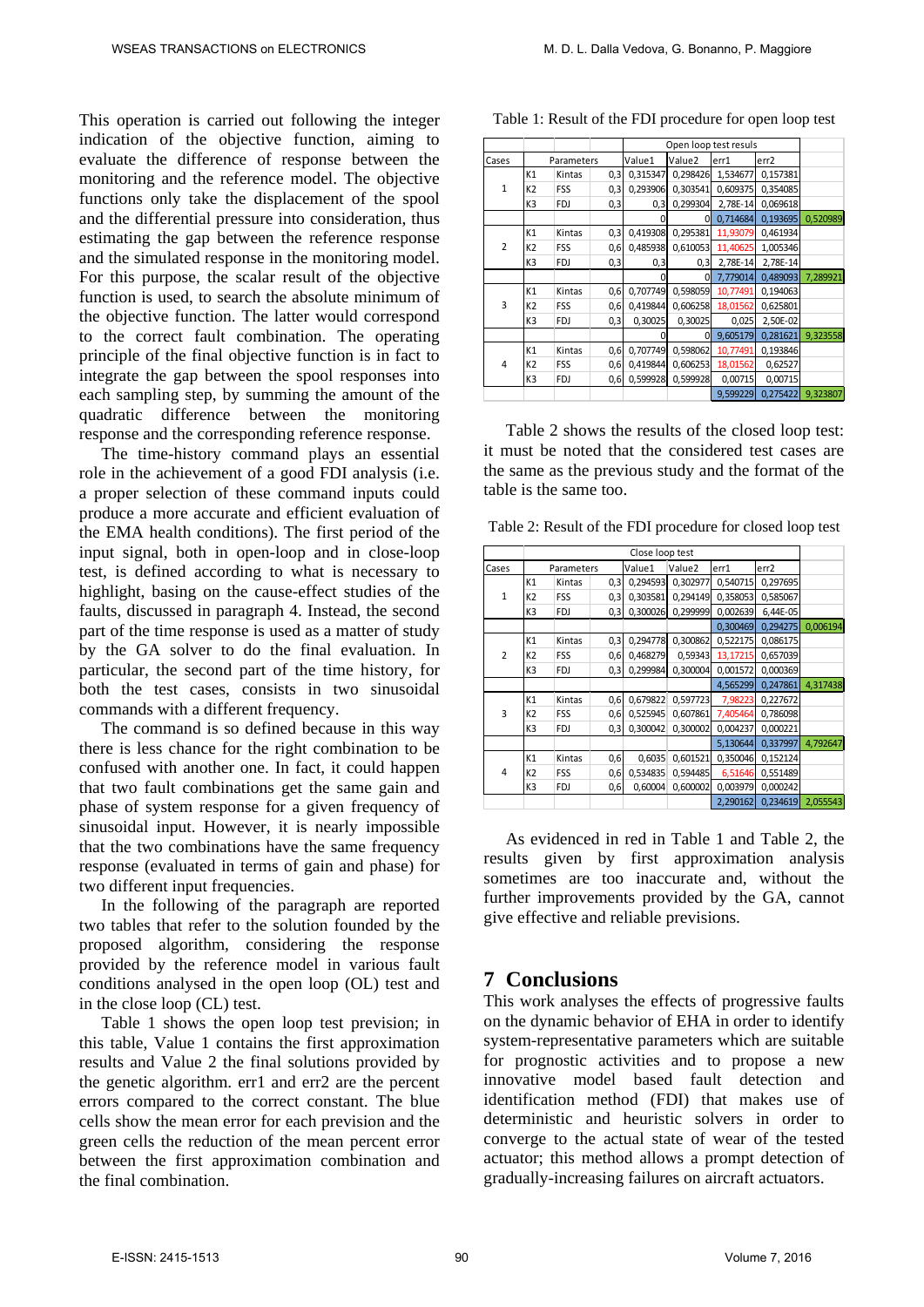This operation is carried out following the integer indication of the objective function, aiming to evaluate the difference of response between the monitoring and the reference model. The objective functions only take the displacement of the spool and the differential pressure into consideration, thus estimating the gap between the reference response and the simulated response in the monitoring model. For this purpose, the scalar result of the objective function is used, to search the absolute minimum of the objective function. The latter would correspond to the correct fault combination. The operating principle of the final objective function is in fact to integrate the gap between the spool responses into each sampling step, by summing the amount of the quadratic difference between the monitoring response and the corresponding reference response.

The time-history command plays an essential role in the achievement of a good FDI analysis (i.e. a proper selection of these command inputs could produce a more accurate and efficient evaluation of the EMA health conditions). The first period of the input signal, both in open-loop and in close-loop test, is defined according to what is necessary to highlight, basing on the cause-effect studies of the faults, discussed in paragraph 4. Instead, the second part of the time response is used as a matter of study by the GA solver to do the final evaluation. In particular, the second part of the time history, for both the test cases, consists in two sinusoidal commands with a different frequency.

The command is so defined because in this way there is less chance for the right combination to be confused with another one. In fact, it could happen that two fault combinations get the same gain and phase of system response for a given frequency of sinusoidal input. However, it is nearly impossible that the two combinations have the same frequency response (evaluated in terms of gain and phase) for two different input frequencies.

In the following of the paragraph are reported two tables that refer to the solution founded by the proposed algorithm, considering the response provided by the reference model in various fault conditions analysed in the open loop (OL) test and in the close loop (CL) test.

Table 1 shows the open loop test prevision; in this table, Value 1 contains the first approximation results and Value 2 the final solutions provided by the genetic algorithm. err1 and err2 are the percent errors compared to the correct constant. The blue cells show the mean error for each prevision and the green cells the reduction of the mean percent error between the first approximation combination and the final combination.

Table 1: Result of the FDI procedure for open loop test

| | | | | Open loop test resuls | | | | |
|---|---|---|---|---|---|---|---|---|
| Cases | Parameters | | | Value1 | Value2 | err1 | err2 | |
| 1 | K1 | Kintas | 0,3 | 0,315347 | 0,298426 | 1,534677 | 0,157381 | |
| | K2 | FSS | 0,3 | 0,293906 | 0,303541 | 0,609375 | 0,354085 | |
| | K3 | FDJ | 0,3 | 0,3 | 0,299304 | 2,78E-14 | 0,069618 | |
| | | | | 0 | 0 | 0,714684 | 0,193695 | 0,520989 |
| 2 | K1 | Kintas | 0,3 | 0,419308 | 0,295381 | 11,93079 | 0,461934 | |
| | K2 | FSS | 0,6 | 0,485938 | 0,610053 | 11,40625 | 1,005346 | |
| | K3 | FDJ | 0,3 | 0,3 | 0,3 | 2,78E-14 | 2,78E-14 | |
| | | | | 0 | 0 | 7,779014 | 0,489093 | 7,289921 |
| 3 | K1 | Kintas | 0,6 | 0,707749 | 0,598059 | 10,77491 | 0,194063 | |
| | K2 | FSS | 0,6 | 0,419844 | 0,606258 | 18,01562 | 0,625801 | |
| | K3 | FDJ | 0,3 | 0,30025 | 0,30025 | 0,025 | 2,50E-02 | |
| | | | | 0 | 0 | 9,605179 | 0,281621 | 9,323558 |
| 4 | K1 | Kintas | 0,6 | 0,707749 | 0,598062 | 10,77491 | 0,193846 | |
| | K2 | FSS | 0,6 | 0,419844 | 0,606253 | 18,01562 | 0,62527 | |
| | K3 | FDJ | 0,6 | 0,599928 | 0,599928 | 0,00715 | 0,00715 | |
| | | | | | | 9,599229 | 0,275422 | 9,323807 |

Table 2 shows the results of the closed loop test: it must be noted that the considered test cases are the same as the previous study and the format of the table is the same too.

Table 2: Result of the FDI procedure for closed loop test

| | | | | Close loop test | | | | |
|---|---|---|---|---|---|---|---|---|
| Cases | Parameters | | | Value1 | Value2 | err1 | err2 | |
| 1 | K1 | Kintas | 0,3 | 0,294593 | 0,302977 | 0,540715 | 0,297695 | |
| | K2 | FSS | 0,3 | 0,303581 | 0,294149 | 0,358053 | 0,585067 | |
| | K3 | FDJ | 0,3 | 0,300026 | 0,299999 | 0,002639 | 6,44E-05 | |
| | | | | | | 0,300469 | 0,294275 | 0,006194 |
| 2 | K1 | Kintas | 0,3 | 0,294778 | 0,300862 | 0,522175 | 0,086175 | |
| | K2 | FSS | 0,6 | 0,468279 | 0,59343 | 13,17215 | 0,657039 | |
| | K3 | FDJ | 0,3 | 0,299984 | 0,300004 | 0,001572 | 0,000369 | |
| | | | | | | 4,565299 | 0,247861 | 4,317438 |
| 3 | K1 | Kintas | 0,6 | 0,679822 | 0,597723 | 7,98223 | 0,227672 | |
| | K2 | FSS | 0,6 | 0,525945 | 0,607861 | 7,405464 | 0,786098 | |
| | K3 | FDJ | 0,3 | 0,300042 | 0,300002 | 0,004237 | 0,000221 | |
| | | | | | | 5,130644 | 0,337997 | 4,792647 |
| 4 | K1 | Kintas | 0,6 | 0,6035 | 0,601521 | 0,350046 | 0,152124 | |
| | K2 | FSS | 0,6 | 0,534835 | 0,594485 | 6,51646 | 0,551489 | |
| | K3 | FDJ | 0,6 | 0,60004 | 0,600002 | 0,003979 | 0,000242 | |
| | | | | | | 2,290162 | 0,234619 | 2,055543 |

As evidenced in red in Table 1 and Table 2, the results given by first approximation analysis sometimes are too inaccurate and, without the further improvements provided by the GA, cannot give effective and reliable previsions.

# 7 Conclusions

This work analyses the effects of progressive faults on the dynamic behavior of EHA in order to identify system-representative parameters which are suitable for prognostic activities and to propose a new innovative model based fault detection and identification method (FDI) that makes use of deterministic and heuristic solvers in order to converge to the actual state of wear of the tested actuator; this method allows a prompt detection of gradually-increasing failures on aircraft actuators.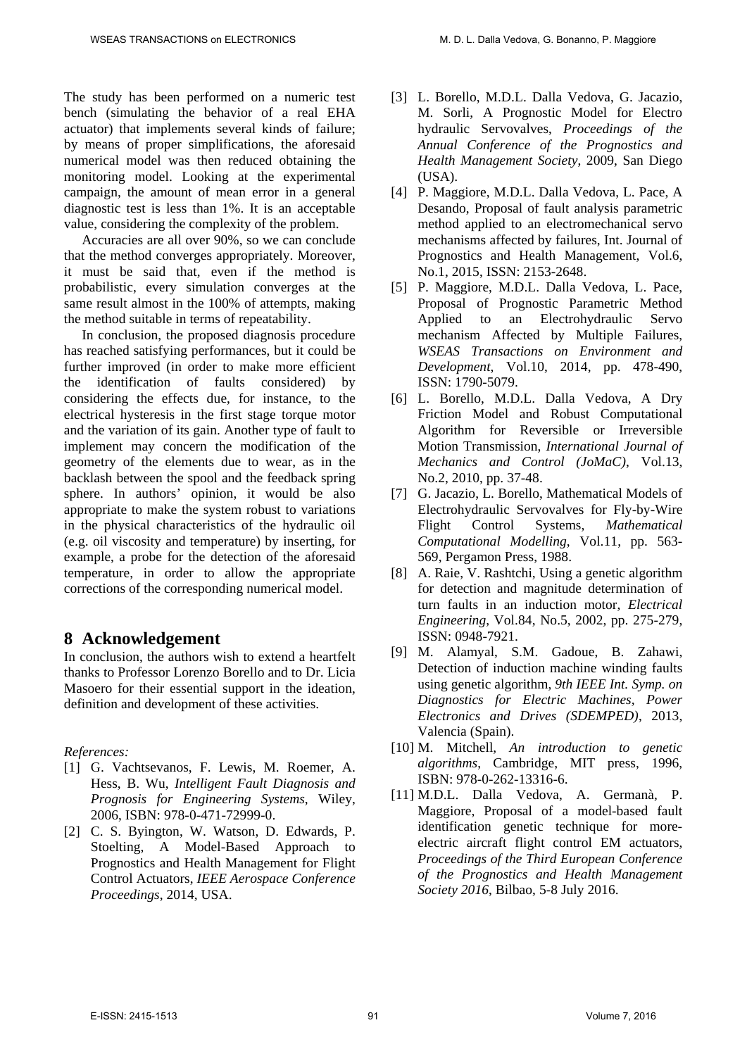The study has been performed on a numeric test bench (simulating the behavior of a real EHA actuator) that implements several kinds of failure; by means of proper simplifications, the aforesaid numerical model was then reduced obtaining the monitoring model. Looking at the experimental campaign, the amount of mean error in a general diagnostic test is less than 1%. It is an acceptable value, considering the complexity of the problem.

Accuracies are all over 90%, so we can conclude that the method converges appropriately. Moreover, it must be said that, even if the method is probabilistic, every simulation converges at the same result almost in the 100% of attempts, making the method suitable in terms of repeatability.

In conclusion, the proposed diagnosis procedure has reached satisfying performances, but it could be further improved (in order to make more efficient the identification of faults considered) by considering the effects due, for instance, to the electrical hysteresis in the first stage torque motor and the variation of its gain. Another type of fault to implement may concern the modification of the geometry of the elements due to wear, as in the backlash between the spool and the feedback spring sphere. In authors' opinion, it would be also appropriate to make the system robust to variations in the physical characteristics of the hydraulic oil (e.g. oil viscosity and temperature) by inserting, for example, a probe for the detection of the aforesaid temperature, in order to allow the appropriate corrections of the corresponding numerical model.

# 8 Acknowledgement

In conclusion, the authors wish to extend a heartfelt thanks to Professor Lorenzo Borello and to Dr. Licia Masoero for their essential support in the ideation, definition and development of these activities.

*References:*

[1] G. Vachtsevanos, F. Lewis, M. Roemer, A. Hess, B. Wu, *Intelligent Fault Diagnosis and Prognosis for Engineering Systems*, Wiley, 2006, ISBN: 978-0-471-72999-0.

[2] C. S. Byington, W. Watson, D. Edwards, P. Stoelting, A Model-Based Approach to Prognostics and Health Management for Flight Control Actuators, *IEEE Aerospace Conference Proceedings*, 2014, USA.

[3] L. Borello, M.D.L. Dalla Vedova, G. Jacazio, M. Sorli, A Prognostic Model for Electro hydraulic Servovalves, *Proceedings of the Annual Conference of the Prognostics and Health Management Society*, 2009, San Diego (USA).

[4] P. Maggiore, M.D.L. Dalla Vedova, L. Pace, A Desando, Proposal of fault analysis parametric method applied to an electromechanical servo mechanisms affected by failures, Int. Journal of Prognostics and Health Management, Vol.6, No.1, 2015, ISSN: 2153-2648.

[5] P. Maggiore, M.D.L. Dalla Vedova, L. Pace, Proposal of Prognostic Parametric Method Applied to an Electrohydraulic Servo mechanism Affected by Multiple Failures, *WSEAS Transactions on Environment and Development*, Vol.10, 2014, pp. 478-490, ISSN: 1790-5079.

[6] L. Borello, M.D.L. Dalla Vedova, A Dry Friction Model and Robust Computational Algorithm for Reversible or Irreversible Motion Transmission, *International Journal of Mechanics and Control (JoMaC)*, Vol.13, No.2, 2010, pp. 37-48.

[7] G. Jacazio, L. Borello, Mathematical Models of Electrohydraulic Servovalves for Fly-by-Wire Flight Control Systems, *Mathematical Computational Modelling*, Vol.11, pp. 563-569, Pergamon Press, 1988.

[8] A. Raie, V. Rashtchi, Using a genetic algorithm for detection and magnitude determination of turn faults in an induction motor, *Electrical Engineering*, Vol.84, No.5, 2002, pp. 275-279, ISSN: 0948-7921.

[9] M. Alamyal, S.M. Gadoue, B. Zahawi, Detection of induction machine winding faults using genetic algorithm, *9th IEEE Int. Symp. on Diagnostics for Electric Machines, Power Electronics and Drives (SDEMPED)*, 2013, Valencia (Spain).

[10] M. Mitchell, *An introduction to genetic algorithms*, Cambridge, MIT press, 1996, ISBN: 978-0-262-13316-6.

[11] M.D.L. Dalla Vedova, A. Germanà, P. Maggiore, Proposal of a model-based fault identification genetic technique for more-electric aircraft flight control EM actuators, *Proceedings of the Third European Conference of the Prognostics and Health Management Society 2016*, Bilbao, 5-8 July 2016.